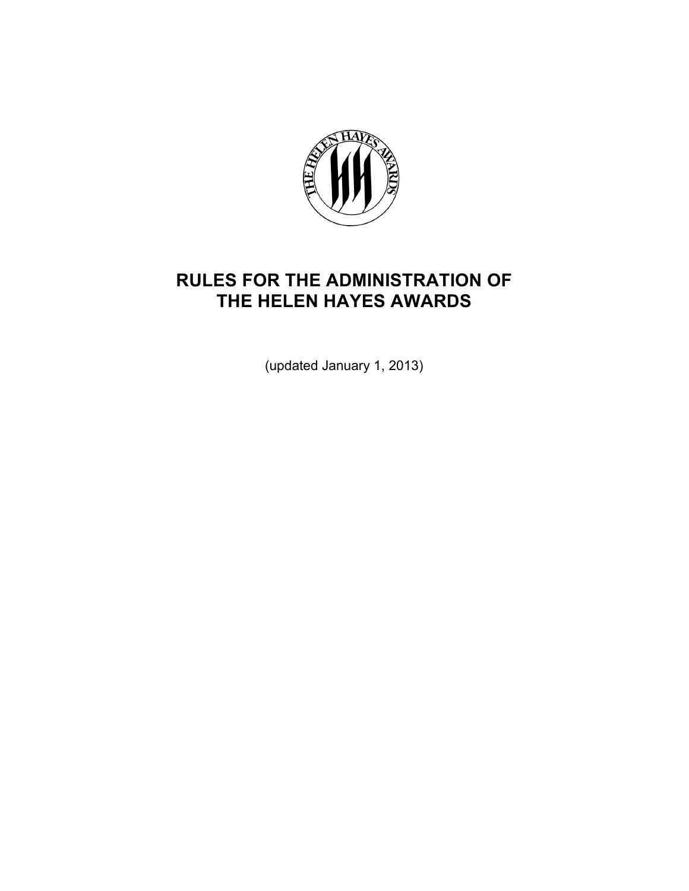# RULES FOR THE ADMINISTRATION OF THE HELEN HAYES AWARDS

(updated January 1, 2013)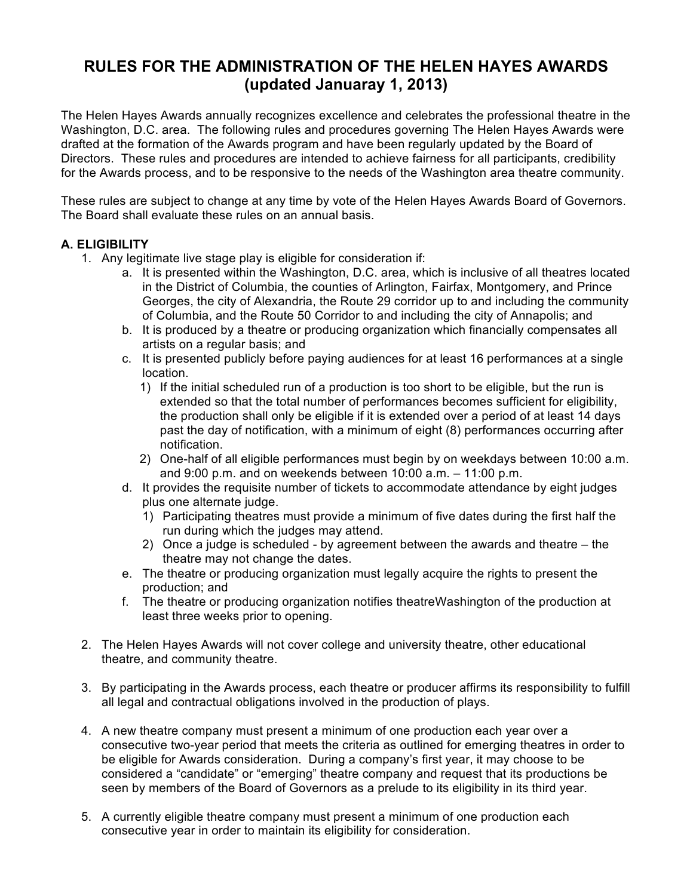# RULES FOR THE ADMINISTRATION OF THE HELEN HAYES AWARDS (updated Januaray 1, 2013)

The Helen Hayes Awards annually recognizes excellence and celebrates the professional theatre in the Washington, D.C. area. The following rules and procedures governing The Helen Hayes Awards were drafted at the formation of the Awards program and have been regularly updated by the Board of Directors. These rules and procedures are intended to achieve fairness for all participants, credibility for the Awards process, and to be responsive to the needs of the Washington area theatre community.

These rules are subject to change at any time by vote of the Helen Hayes Awards Board of Governors. The Board shall evaluate these rules on an annual basis.

**A. ELIGIBILITY**

1. Any legitimate live stage play is eligible for consideration if:
   a. It is presented within the Washington, D.C. area, which is inclusive of all theatres located in the District of Columbia, the counties of Arlington, Fairfax, Montgomery, and Prince Georges, the city of Alexandria, the Route 29 corridor up to and including the community of Columbia, and the Route 50 Corridor to and including the city of Annapolis; and
   b. It is produced by a theatre or producing organization which financially compensates all artists on a regular basis; and
   c. It is presented publicly before paying audiences for at least 16 performances at a single location.
      1) If the initial scheduled run of a production is too short to be eligible, but the run is extended so that the total number of performances becomes sufficient for eligibility, the production shall only be eligible if it is extended over a period of at least 14 days past the day of notification, with a minimum of eight (8) performances occurring after notification.
      2) One-half of all eligible performances must begin by on weekdays between 10:00 a.m. and 9:00 p.m. and on weekends between 10:00 a.m. – 11:00 p.m.
   d. It provides the requisite number of tickets to accommodate attendance by eight judges plus one alternate judge.
      1) Participating theatres must provide a minimum of five dates during the first half the run during which the judges may attend.
      2) Once a judge is scheduled - by agreement between the awards and theatre – the theatre may not change the dates.
   e. The theatre or producing organization must legally acquire the rights to present the production; and
   f. The theatre or producing organization notifies theatreWashington of the production at least three weeks prior to opening.

2. The Helen Hayes Awards will not cover college and university theatre, other educational theatre, and community theatre.

3. By participating in the Awards process, each theatre or producer affirms its responsibility to fulfill all legal and contractual obligations involved in the production of plays.

4. A new theatre company must present a minimum of one production each year over a consecutive two-year period that meets the criteria as outlined for emerging theatres in order to be eligible for Awards consideration. During a company's first year, it may choose to be considered a "candidate" or "emerging" theatre company and request that its productions be seen by members of the Board of Governors as a prelude to its eligibility in its third year.

5. A currently eligible theatre company must present a minimum of one production each consecutive year in order to maintain its eligibility for consideration.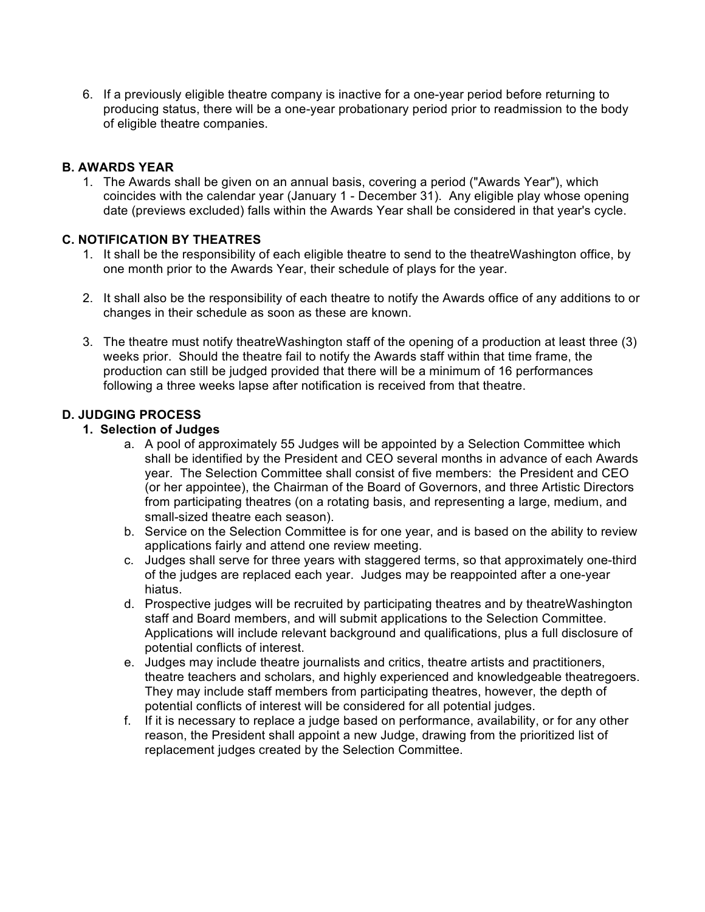6. If a previously eligible theatre company is inactive for a one-year period before returning to producing status, there will be a one-year probationary period prior to readmission to the body of eligible theatre companies.

### B. AWARDS YEAR

1. The Awards shall be given on an annual basis, covering a period ("Awards Year"), which coincides with the calendar year (January 1 - December 31). Any eligible play whose opening date (previews excluded) falls within the Awards Year shall be considered in that year's cycle.

### C. NOTIFICATION BY THEATRES

1. It shall be the responsibility of each eligible theatre to send to the theatreWashington office, by one month prior to the Awards Year, their schedule of plays for the year.

2. It shall also be the responsibility of each theatre to notify the Awards office of any additions to or changes in their schedule as soon as these are known.

3. The theatre must notify theatreWashington staff of the opening of a production at least three (3) weeks prior. Should the theatre fail to notify the Awards staff within that time frame, the production can still be judged provided that there will be a minimum of 16 performances following a three weeks lapse after notification is received from that theatre.

### D. JUDGING PROCESS

1. **Selection of Judges**
   a. A pool of approximately 55 Judges will be appointed by a Selection Committee which shall be identified by the President and CEO several months in advance of each Awards year. The Selection Committee shall consist of five members: the President and CEO (or her appointee), the Chairman of the Board of Governors, and three Artistic Directors from participating theatres (on a rotating basis, and representing a large, medium, and small-sized theatre each season).
   b. Service on the Selection Committee is for one year, and is based on the ability to review applications fairly and attend one review meeting.
   c. Judges shall serve for three years with staggered terms, so that approximately one-third of the judges are replaced each year. Judges may be reappointed after a one-year hiatus.
   d. Prospective judges will be recruited by participating theatres and by theatreWashington staff and Board members, and will submit applications to the Selection Committee. Applications will include relevant background and qualifications, plus a full disclosure of potential conflicts of interest.
   e. Judges may include theatre journalists and critics, theatre artists and practitioners, theatre teachers and scholars, and highly experienced and knowledgeable theatregoers. They may include staff members from participating theatres, however, the depth of potential conflicts of interest will be considered for all potential judges.
   f. If it is necessary to replace a judge based on performance, availability, or for any other reason, the President shall appoint a new Judge, drawing from the prioritized list of replacement judges created by the Selection Committee.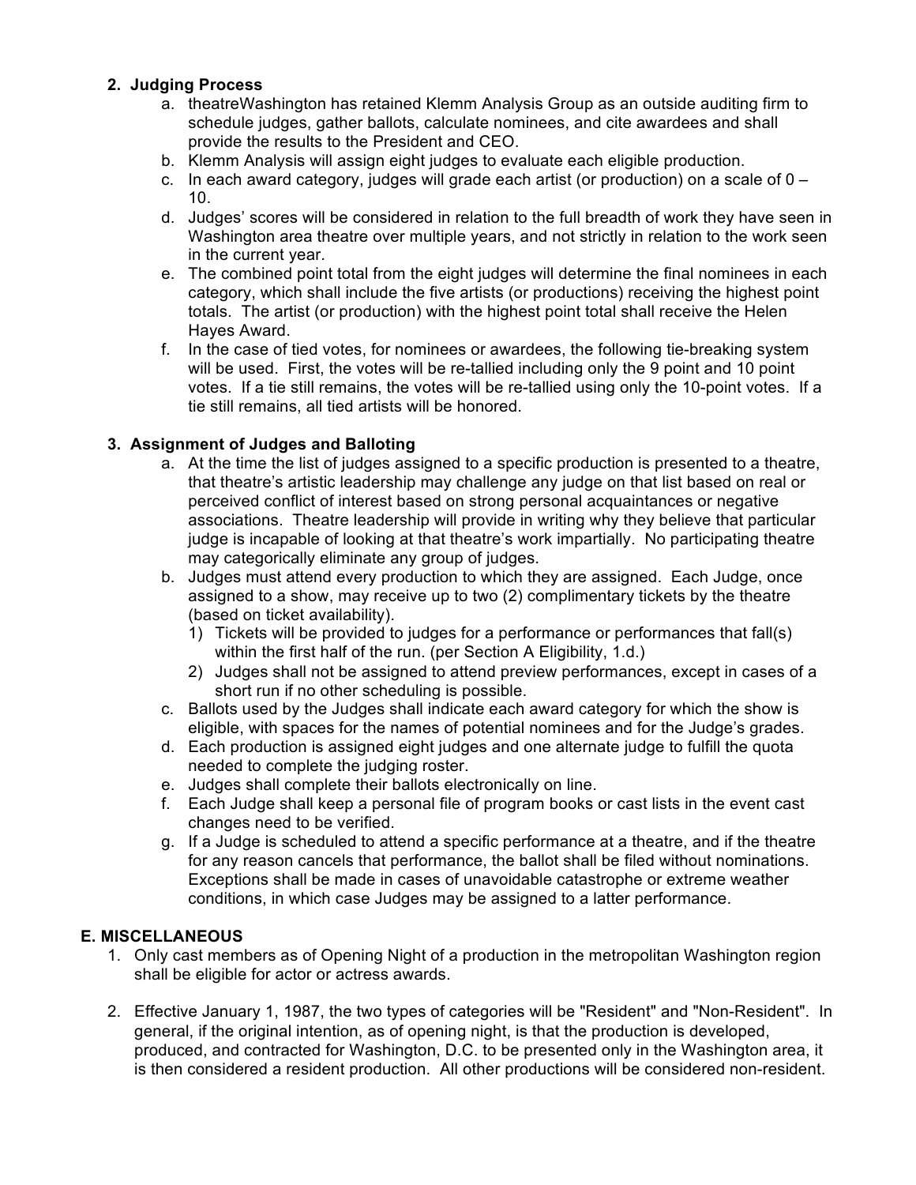2. **Judging Process**
    a. theatreWashington has retained Klemm Analysis Group as an outside auditing firm to schedule judges, gather ballots, calculate nominees, and cite awardees and shall provide the results to the President and CEO.
    b. Klemm Analysis will assign eight judges to evaluate each eligible production.
    c. In each award category, judges will grade each artist (or production) on a scale of 0 – 10.
    d. Judges' scores will be considered in relation to the full breadth of work they have seen in Washington area theatre over multiple years, and not strictly in relation to the work seen in the current year.
    e. The combined point total from the eight judges will determine the final nominees in each category, which shall include the five artists (or productions) receiving the highest point totals. The artist (or production) with the highest point total shall receive the Helen Hayes Award.
    f. In the case of tied votes, for nominees or awardees, the following tie-breaking system will be used. First, the votes will be re-tallied including only the 9 point and 10 point votes. If a tie still remains, the votes will be re-tallied using only the 10-point votes. If a tie still remains, all tied artists will be honored.

3. **Assignment of Judges and Balloting**
    a. At the time the list of judges assigned to a specific production is presented to a theatre, that theatre's artistic leadership may challenge any judge on that list based on real or perceived conflict of interest based on strong personal acquaintances or negative associations. Theatre leadership will provide in writing why they believe that particular judge is incapable of looking at that theatre's work impartially. No participating theatre may categorically eliminate any group of judges.
    b. Judges must attend every production to which they are assigned. Each Judge, once assigned to a show, may receive up to two (2) complimentary tickets by the theatre (based on ticket availability).
        1) Tickets will be provided to judges for a performance or performances that fall(s) within the first half of the run. (per Section A Eligibility, 1.d.)
        2) Judges shall not be assigned to attend preview performances, except in cases of a short run if no other scheduling is possible.
    c. Ballots used by the Judges shall indicate each award category for which the show is eligible, with spaces for the names of potential nominees and for the Judge's grades.
    d. Each production is assigned eight judges and one alternate judge to fulfill the quota needed to complete the judging roster.
    e. Judges shall complete their ballots electronically on line.
    f. Each Judge shall keep a personal file of program books or cast lists in the event cast changes need to be verified.
    g. If a Judge is scheduled to attend a specific performance at a theatre, and if the theatre for any reason cancels that performance, the ballot shall be filed without nominations. Exceptions shall be made in cases of unavoidable catastrophe or extreme weather conditions, in which case Judges may be assigned to a latter performance.

## E. MISCELLANEOUS

1. Only cast members as of Opening Night of a production in the metropolitan Washington region shall be eligible for actor or actress awards.

2. Effective January 1, 1987, the two types of categories will be "Resident" and "Non-Resident". In general, if the original intention, as of opening night, is that the production is developed, produced, and contracted for Washington, D.C. to be presented only in the Washington area, it is then considered a resident production. All other productions will be considered non-resident.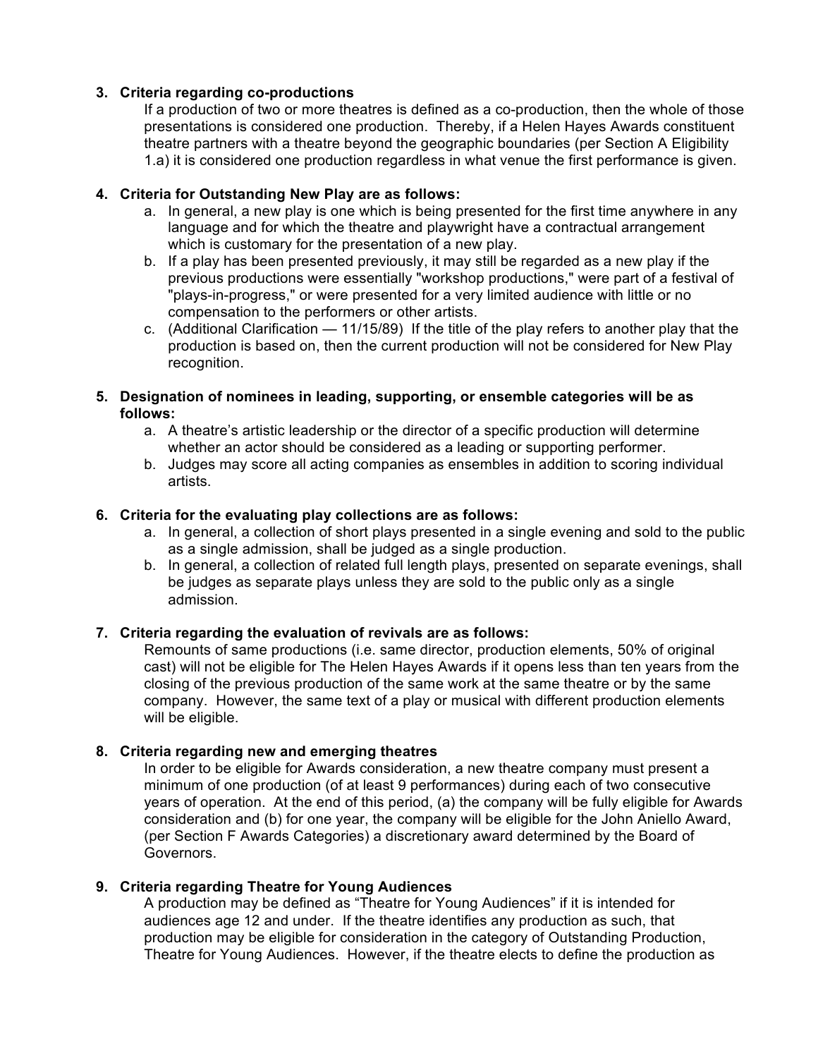3. **Criteria regarding co-productions**

   If a production of two or more theatres is defined as a co-production, then the whole of those presentations is considered one production. Thereby, if a Helen Hayes Awards constituent theatre partners with a theatre beyond the geographic boundaries (per Section A Eligibility 1.a) it is considered one production regardless in what venue the first performance is given.

4. **Criteria for Outstanding New Play are as follows:**
   a. In general, a new play is one which is being presented for the first time anywhere in any language and for which the theatre and playwright have a contractual arrangement which is customary for the presentation of a new play.
   b. If a play has been presented previously, it may still be regarded as a new play if the previous productions were essentially "workshop productions," were part of a festival of "plays-in-progress," or were presented for a very limited audience with little or no compensation to the performers or other artists.
   c. (Additional Clarification — 11/15/89) If the title of the play refers to another play that the production is based on, then the current production will not be considered for New Play recognition.

5. **Designation of nominees in leading, supporting, or ensemble categories will be as follows:**
   a. A theatre's artistic leadership or the director of a specific production will determine whether an actor should be considered as a leading or supporting performer.
   b. Judges may score all acting companies as ensembles in addition to scoring individual artists.

6. **Criteria for the evaluating play collections are as follows:**
   a. In general, a collection of short plays presented in a single evening and sold to the public as a single admission, shall be judged as a single production.
   b. In general, a collection of related full length plays, presented on separate evenings, shall be judges as separate plays unless they are sold to the public only as a single admission.

7. **Criteria regarding the evaluation of revivals are as follows:**

   Remounts of same productions (i.e. same director, production elements, 50% of original cast) will not be eligible for The Helen Hayes Awards if it opens less than ten years from the closing of the previous production of the same work at the same theatre or by the same company. However, the same text of a play or musical with different production elements will be eligible.

8. **Criteria regarding new and emerging theatres**

   In order to be eligible for Awards consideration, a new theatre company must present a minimum of one production (of at least 9 performances) during each of two consecutive years of operation. At the end of this period, (a) the company will be fully eligible for Awards consideration and (b) for one year, the company will be eligible for the John Aniello Award, (per Section F Awards Categories) a discretionary award determined by the Board of Governors.

9. **Criteria regarding Theatre for Young Audiences**

   A production may be defined as "Theatre for Young Audiences" if it is intended for audiences age 12 and under. If the theatre identifies any production as such, that production may be eligible for consideration in the category of Outstanding Production, Theatre for Young Audiences. However, if the theatre elects to define the production as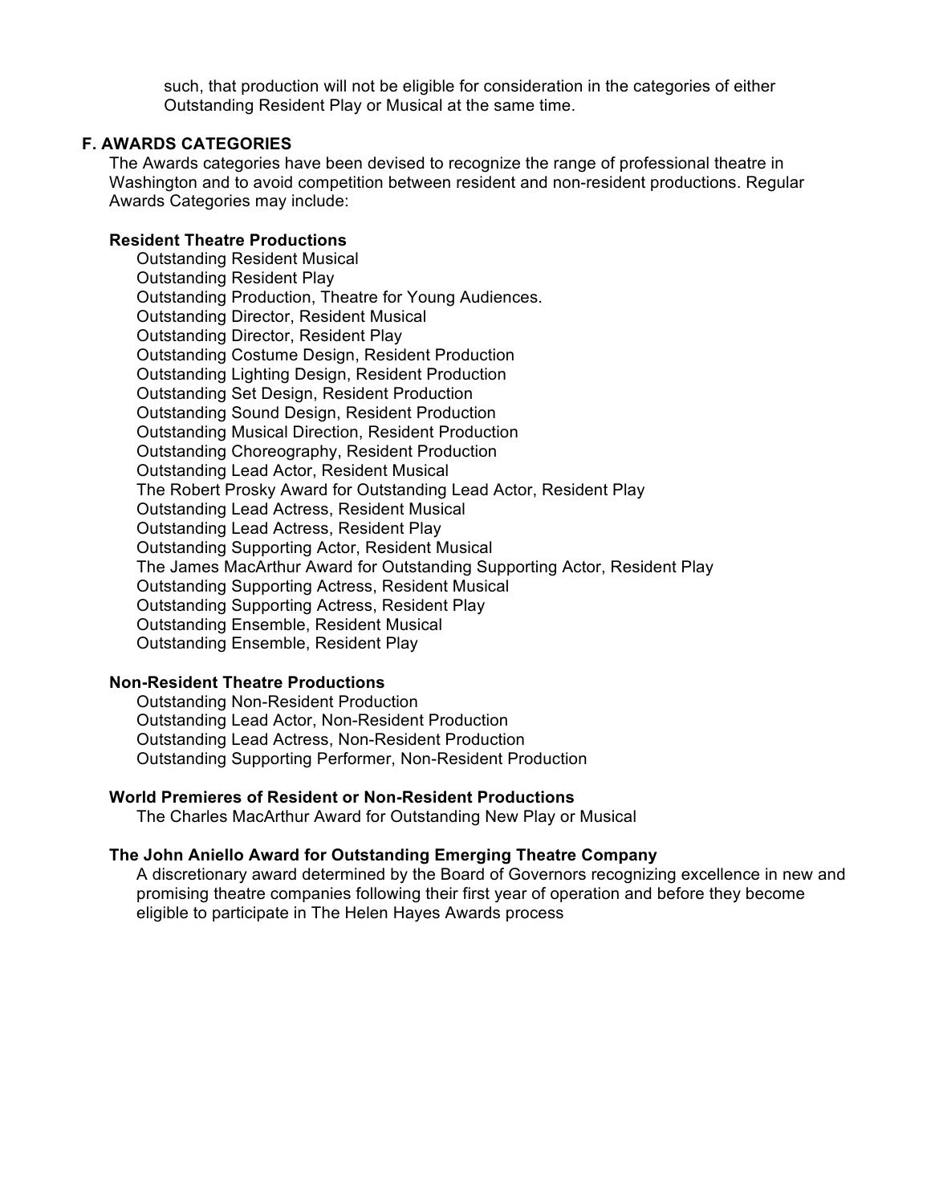such, that production will not be eligible for consideration in the categories of either Outstanding Resident Play or Musical at the same time.

### F. AWARDS CATEGORIES

The Awards categories have been devised to recognize the range of professional theatre in Washington and to avoid competition between resident and non-resident productions. Regular Awards Categories may include:

**Resident Theatre Productions**

- Outstanding Resident Musical
- Outstanding Resident Play
- Outstanding Production, Theatre for Young Audiences.
- Outstanding Director, Resident Musical
- Outstanding Director, Resident Play
- Outstanding Costume Design, Resident Production
- Outstanding Lighting Design, Resident Production
- Outstanding Set Design, Resident Production
- Outstanding Sound Design, Resident Production
- Outstanding Musical Direction, Resident Production
- Outstanding Choreography, Resident Production
- Outstanding Lead Actor, Resident Musical
- The Robert Prosky Award for Outstanding Lead Actor, Resident Play
- Outstanding Lead Actress, Resident Musical
- Outstanding Lead Actress, Resident Play
- Outstanding Supporting Actor, Resident Musical
- The James MacArthur Award for Outstanding Supporting Actor, Resident Play
- Outstanding Supporting Actress, Resident Musical
- Outstanding Supporting Actress, Resident Play
- Outstanding Ensemble, Resident Musical
- Outstanding Ensemble, Resident Play

**Non-Resident Theatre Productions**

- Outstanding Non-Resident Production
- Outstanding Lead Actor, Non-Resident Production
- Outstanding Lead Actress, Non-Resident Production
- Outstanding Supporting Performer, Non-Resident Production

**World Premieres of Resident or Non-Resident Productions**

- The Charles MacArthur Award for Outstanding New Play or Musical

**The John Aniello Award for Outstanding Emerging Theatre Company**

A discretionary award determined by the Board of Governors recognizing excellence in new and promising theatre companies following their first year of operation and before they become eligible to participate in The Helen Hayes Awards process